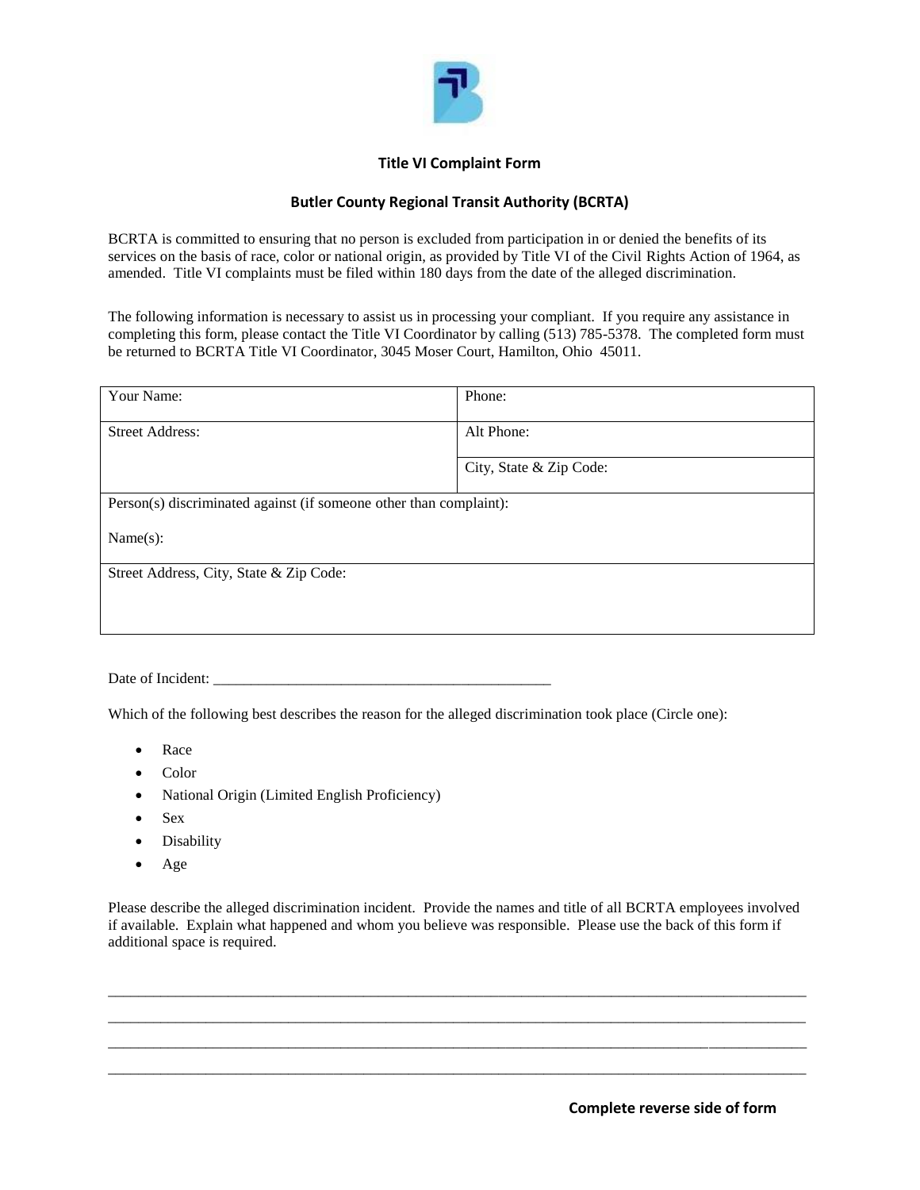## Title VI Complaint Form

## Butler County Regional Transit Authority (BCRTA)

BCRTA is committed to ensuring that no person is excluded from participation in or denied the benefits of its services on the basis of race, color or national origin, as provided by Title VI of the Civil Rights Action of 1964, as amended. Title VI complaints must be filed within 180 days from the date of the alleged discrimination.

The following information is necessary to assist us in processing your compliant. If you require any assistance in completing this form, please contact the Title VI Coordinator by calling (513) 785-5378. The completed form must be returned to BCRTA Title VI Coordinator, 3045 Moser Court, Hamilton, Ohio 45011.

| Your Name: | Phone: |
|---|---|
| Street Address: | Alt Phone: |
| | City, State & Zip Code: |
| Person(s) discriminated against (if someone other than complaint):<br><br>Name(s): | |
| Street Address, City, State & Zip Code: | |

Date of Incident: ______________________________________________

Which of the following best describes the reason for the alleged discrimination took place (Circle one):

- Race
- Color
- National Origin (Limited English Proficiency)
- Sex
- Disability
- Age

Please describe the alleged discrimination incident. Provide the names and title of all BCRTA employees involved if available. Explain what happened and whom you believe was responsible. Please use the back of this form if additional space is required.

_______________________________________________________________________________________________

_______________________________________________________________________________________________

_______________________________________________________________________________________________

_______________________________________________________________________________________________

**Complete reverse side of form**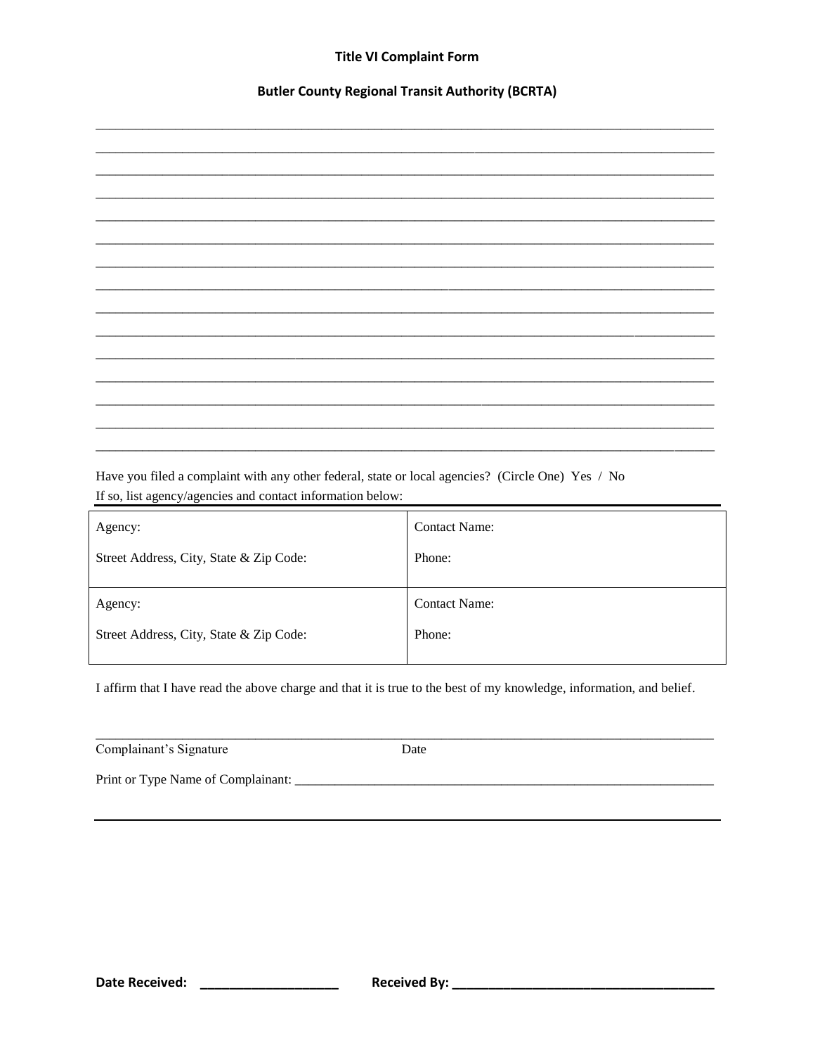**Title VI Complaint Form**

**Butler County Regional Transit Authority (BCRTA)**

\_\_\_\_\_\_\_\_\_\_\_\_\_\_\_\_\_\_\_\_\_\_\_\_\_\_\_\_\_\_\_\_\_\_\_\_\_\_\_\_\_\_\_\_\_\_\_\_\_\_\_\_\_\_\_\_\_\_\_\_\_\_\_\_\_\_\_\_\_\_\_\_\_\_\_\_\_\_

\_\_\_\_\_\_\_\_\_\_\_\_\_\_\_\_\_\_\_\_\_\_\_\_\_\_\_\_\_\_\_\_\_\_\_\_\_\_\_\_\_\_\_\_\_\_\_\_\_\_\_\_\_\_\_\_\_\_\_\_\_\_\_\_\_\_\_\_\_\_\_\_\_\_\_\_\_\_

\_\_\_\_\_\_\_\_\_\_\_\_\_\_\_\_\_\_\_\_\_\_\_\_\_\_\_\_\_\_\_\_\_\_\_\_\_\_\_\_\_\_\_\_\_\_\_\_\_\_\_\_\_\_\_\_\_\_\_\_\_\_\_\_\_\_\_\_\_\_\_\_\_\_\_\_\_\_

\_\_\_\_\_\_\_\_\_\_\_\_\_\_\_\_\_\_\_\_\_\_\_\_\_\_\_\_\_\_\_\_\_\_\_\_\_\_\_\_\_\_\_\_\_\_\_\_\_\_\_\_\_\_\_\_\_\_\_\_\_\_\_\_\_\_\_\_\_\_\_\_\_\_\_\_\_\_

\_\_\_\_\_\_\_\_\_\_\_\_\_\_\_\_\_\_\_\_\_\_\_\_\_\_\_\_\_\_\_\_\_\_\_\_\_\_\_\_\_\_\_\_\_\_\_\_\_\_\_\_\_\_\_\_\_\_\_\_\_\_\_\_\_\_\_\_\_\_\_\_\_\_\_\_\_\_

\_\_\_\_\_\_\_\_\_\_\_\_\_\_\_\_\_\_\_\_\_\_\_\_\_\_\_\_\_\_\_\_\_\_\_\_\_\_\_\_\_\_\_\_\_\_\_\_\_\_\_\_\_\_\_\_\_\_\_\_\_\_\_\_\_\_\_\_\_\_\_\_\_\_\_\_\_\_

\_\_\_\_\_\_\_\_\_\_\_\_\_\_\_\_\_\_\_\_\_\_\_\_\_\_\_\_\_\_\_\_\_\_\_\_\_\_\_\_\_\_\_\_\_\_\_\_\_\_\_\_\_\_\_\_\_\_\_\_\_\_\_\_\_\_\_\_\_\_\_\_\_\_\_\_\_\_

\_\_\_\_\_\_\_\_\_\_\_\_\_\_\_\_\_\_\_\_\_\_\_\_\_\_\_\_\_\_\_\_\_\_\_\_\_\_\_\_\_\_\_\_\_\_\_\_\_\_\_\_\_\_\_\_\_\_\_\_\_\_\_\_\_\_\_\_\_\_\_\_\_\_\_\_\_\_

\_\_\_\_\_\_\_\_\_\_\_\_\_\_\_\_\_\_\_\_\_\_\_\_\_\_\_\_\_\_\_\_\_\_\_\_\_\_\_\_\_\_\_\_\_\_\_\_\_\_\_\_\_\_\_\_\_\_\_\_\_\_\_\_\_\_\_\_\_\_\_\_\_\_\_\_\_\_

\_\_\_\_\_\_\_\_\_\_\_\_\_\_\_\_\_\_\_\_\_\_\_\_\_\_\_\_\_\_\_\_\_\_\_\_\_\_\_\_\_\_\_\_\_\_\_\_\_\_\_\_\_\_\_\_\_\_\_\_\_\_\_\_\_\_\_\_\_\_\_\_\_\_\_\_\_\_

\_\_\_\_\_\_\_\_\_\_\_\_\_\_\_\_\_\_\_\_\_\_\_\_\_\_\_\_\_\_\_\_\_\_\_\_\_\_\_\_\_\_\_\_\_\_\_\_\_\_\_\_\_\_\_\_\_\_\_\_\_\_\_\_\_\_\_\_\_\_\_\_\_\_\_\_\_\_

\_\_\_\_\_\_\_\_\_\_\_\_\_\_\_\_\_\_\_\_\_\_\_\_\_\_\_\_\_\_\_\_\_\_\_\_\_\_\_\_\_\_\_\_\_\_\_\_\_\_\_\_\_\_\_\_\_\_\_\_\_\_\_\_\_\_\_\_\_\_\_\_\_\_\_\_\_\_

\_\_\_\_\_\_\_\_\_\_\_\_\_\_\_\_\_\_\_\_\_\_\_\_\_\_\_\_\_\_\_\_\_\_\_\_\_\_\_\_\_\_\_\_\_\_\_\_\_\_\_\_\_\_\_\_\_\_\_\_\_\_\_\_\_\_\_\_\_\_\_\_\_\_\_\_\_\_

\_\_\_\_\_\_\_\_\_\_\_\_\_\_\_\_\_\_\_\_\_\_\_\_\_\_\_\_\_\_\_\_\_\_\_\_\_\_\_\_\_\_\_\_\_\_\_\_\_\_\_\_\_\_\_\_\_\_\_\_\_\_\_\_\_\_\_\_\_\_\_\_\_\_\_\_\_\_

\_\_\_\_\_\_\_\_\_\_\_\_\_\_\_\_\_\_\_\_\_\_\_\_\_\_\_\_\_\_\_\_\_\_\_\_\_\_\_\_\_\_\_\_\_\_\_\_\_\_\_\_\_\_\_\_\_\_\_\_\_\_\_\_\_\_\_\_\_\_\_\_\_\_\_\_\_\_

Have you filed a complaint with any other federal, state or local agencies? (Circle One) Yes / No
If so, list agency/agencies and contact information below:

| | |
|---|---|
| Agency:<br><br>Street Address, City, State & Zip Code: | Contact Name:<br><br>Phone: |
| Agency:<br><br>Street Address, City, State & Zip Code: | Contact Name:<br><br>Phone: |

I affirm that I have read the above charge and that it is true to the best of my knowledge, information, and belief.

\_\_\_\_\_\_\_\_\_\_\_\_\_\_\_\_\_\_\_\_\_\_\_\_\_\_\_\_\_\_\_\_\_\_\_\_\_\_\_\_\_\_\_\_\_\_\_\_\_\_\_\_\_\_\_\_\_\_\_\_\_\_\_\_\_\_\_\_\_\_\_\_\_\_\_\_\_\_

Complainant's Signature Date

Print or Type Name of Complainant: \_\_\_\_\_\_\_\_\_\_\_\_\_\_\_\_\_\_\_\_\_\_\_\_\_\_\_\_\_\_\_\_\_\_\_\_\_\_\_\_\_\_\_\_\_\_\_\_\_\_\_\_\_\_

**Date Received:** \_\_\_\_\_\_\_\_\_\_\_\_\_\_\_\_\_\_\_\_ **Received By:** \_\_\_\_\_\_\_\_\_\_\_\_\_\_\_\_\_\_\_\_\_\_\_\_\_\_\_\_\_\_\_\_\_\_\_\_\_\_